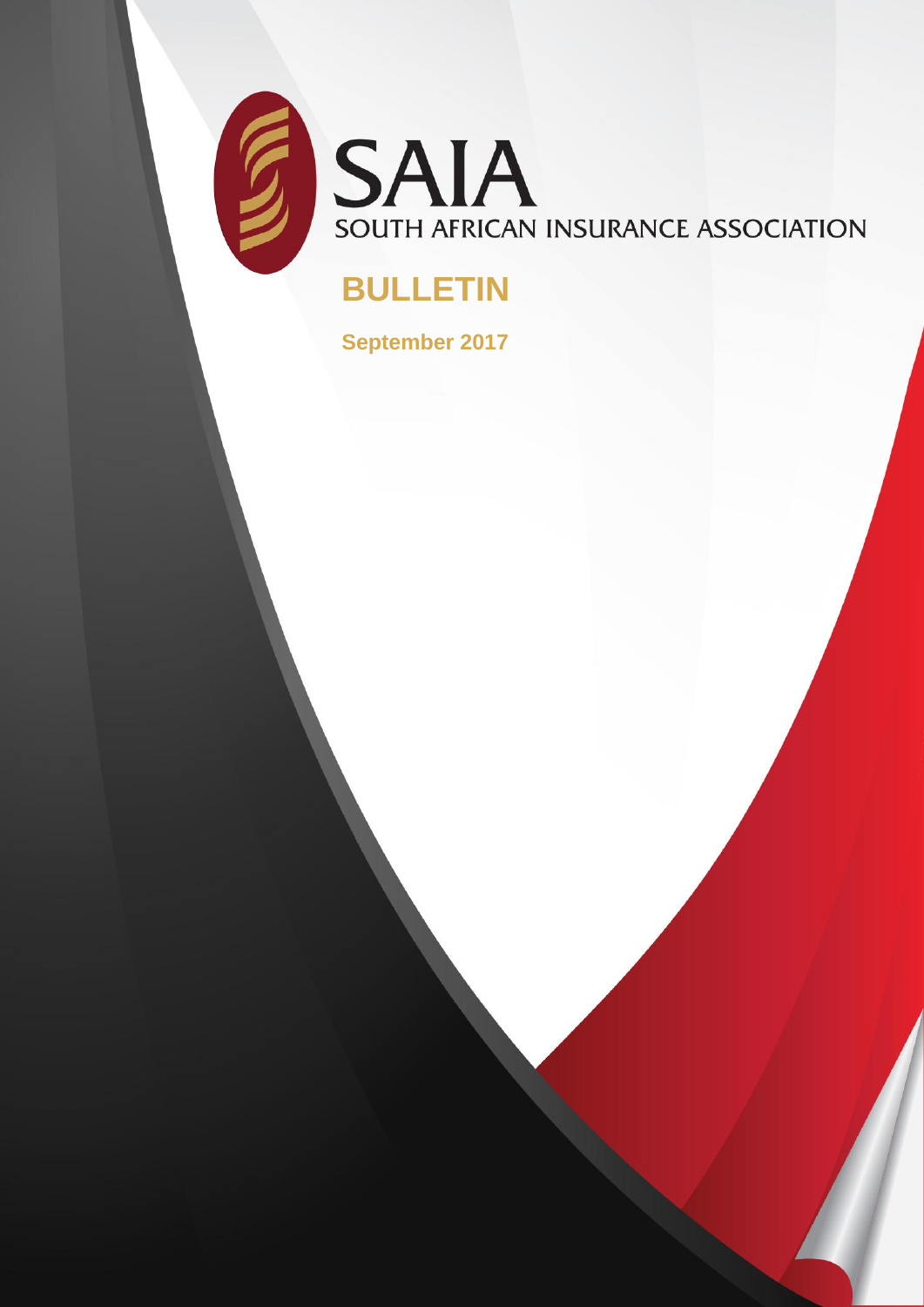# SAIA

SOUTH AFRICAN INSURANCE ASSOCIATION

## BULLETIN

**September 2017**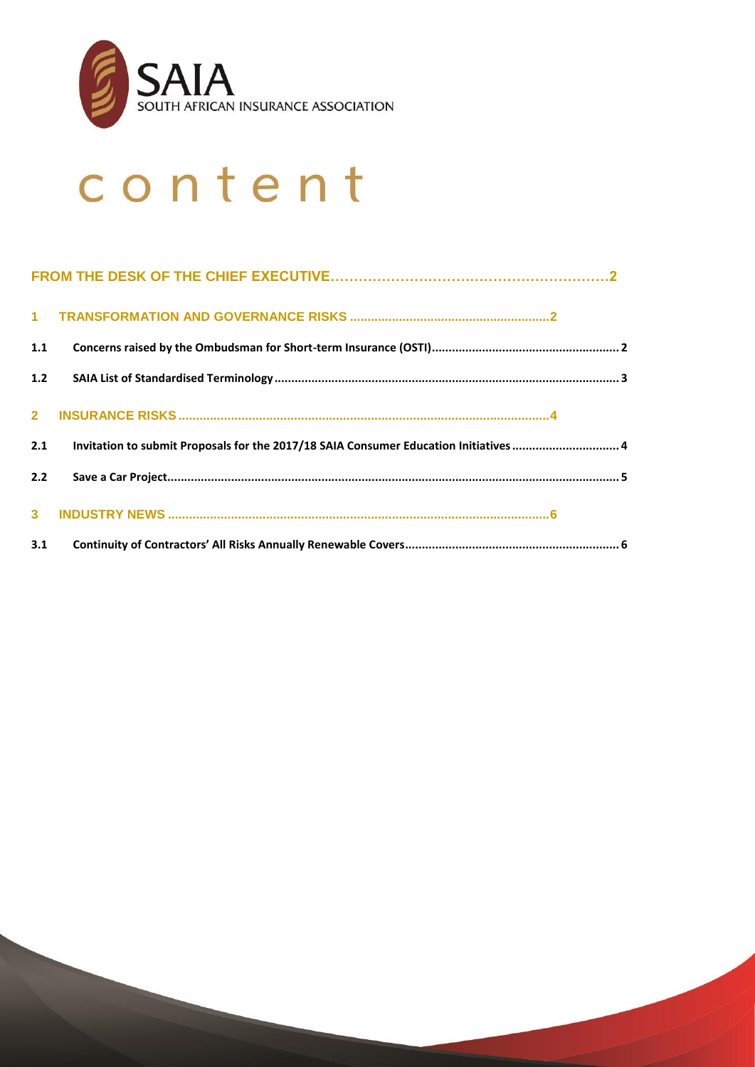# content

**FROM THE DESK OF THE CHIEF EXECUTIVE……………………………………………………2**

**1 TRANSFORMATION AND GOVERNANCE RISKS .........................................................2**

**1.1 Concerns raised by the Ombudsman for Short-term Insurance (OSTI)....................................................... 2**

**1.2 SAIA List of Standardised Terminology ..................................................................................................... 3**

**2 INSURANCE RISKS ..........................................................................................................4**

**2.1 Invitation to submit Proposals for the 2017/18 SAIA Consumer Education Initiatives ................................ 4**

**2.2 Save a Car Project..................................................................................................................................... 5**

**3 INDUSTRY NEWS ............................................................................................................6**

**3.1 Continuity of Contractors' All Risks Annually Renewable Covers................................................................ 6**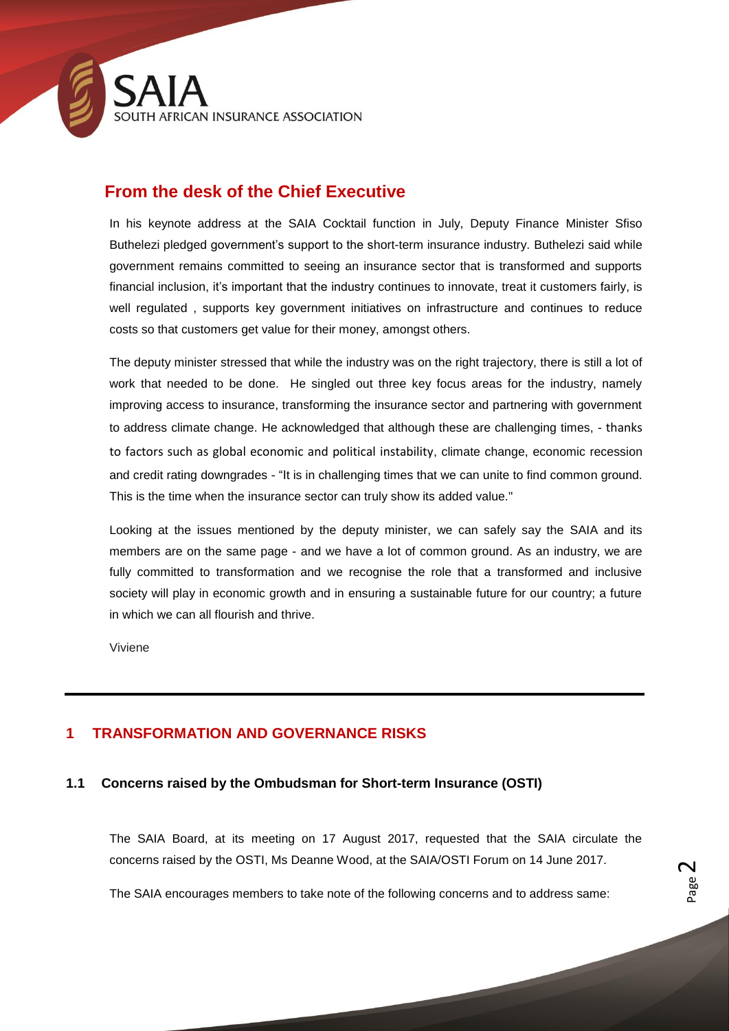SAIA

SOUTH AFRICAN INSURANCE ASSOCIATION

## From the desk of the Chief Executive

In his keynote address at the SAIA Cocktail function in July, Deputy Finance Minister Sfiso Buthelezi pledged government's support to the short-term insurance industry. Buthelezi said while government remains committed to seeing an insurance sector that is transformed and supports financial inclusion, it's important that the industry continues to innovate, treat it customers fairly, is well regulated , supports key government initiatives on infrastructure and continues to reduce costs so that customers get value for their money, amongst others.

The deputy minister stressed that while the industry was on the right trajectory, there is still a lot of work that needed to be done. He singled out three key focus areas for the industry, namely improving access to insurance, transforming the insurance sector and partnering with government to address climate change. He acknowledged that although these are challenging times, - thanks to factors such as global economic and political instability, climate change, economic recession and credit rating downgrades - "It is in challenging times that we can unite to find common ground. This is the time when the insurance sector can truly show its added value."

Looking at the issues mentioned by the deputy minister, we can safely say the SAIA and its members are on the same page - and we have a lot of common ground. As an industry, we are fully committed to transformation and we recognise the role that a transformed and inclusive society will play in economic growth and in ensuring a sustainable future for our country; a future in which we can all flourish and thrive.

Viviene

---

## 1 TRANSFORMATION AND GOVERNANCE RISKS

### 1.1 Concerns raised by the Ombudsman for Short-term Insurance (OSTI)

The SAIA Board, at its meeting on 17 August 2017, requested that the SAIA circulate the concerns raised by the OSTI, Ms Deanne Wood, at the SAIA/OSTI Forum on 14 June 2017.

The SAIA encourages members to take note of the following concerns and to address same: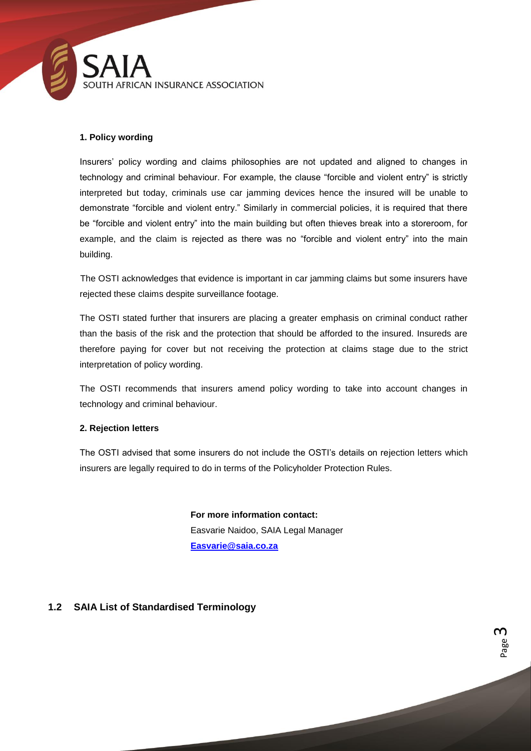**1. Policy wording**

Insurers' policy wording and claims philosophies are not updated and aligned to changes in technology and criminal behaviour. For example, the clause "forcible and violent entry" is strictly interpreted but today, criminals use car jamming devices hence the insured will be unable to demonstrate "forcible and violent entry." Similarly in commercial policies, it is required that there be "forcible and violent entry" into the main building but often thieves break into a storeroom, for example, and the claim is rejected as there was no "forcible and violent entry" into the main building.

The OSTI acknowledges that evidence is important in car jamming claims but some insurers have rejected these claims despite surveillance footage.

The OSTI stated further that insurers are placing a greater emphasis on criminal conduct rather than the basis of the risk and the protection that should be afforded to the insured. Insureds are therefore paying for cover but not receiving the protection at claims stage due to the strict interpretation of policy wording.

The OSTI recommends that insurers amend policy wording to take into account changes in technology and criminal behaviour.

**2. Rejection letters**

The OSTI advised that some insurers do not include the OSTI's details on rejection letters which insurers are legally required to do in terms of the Policyholder Protection Rules.

**For more information contact:**
Easvarie Naidoo, SAIA Legal Manager
Easvarie@saia.co.za

## 1.2 SAIA List of Standardised Terminology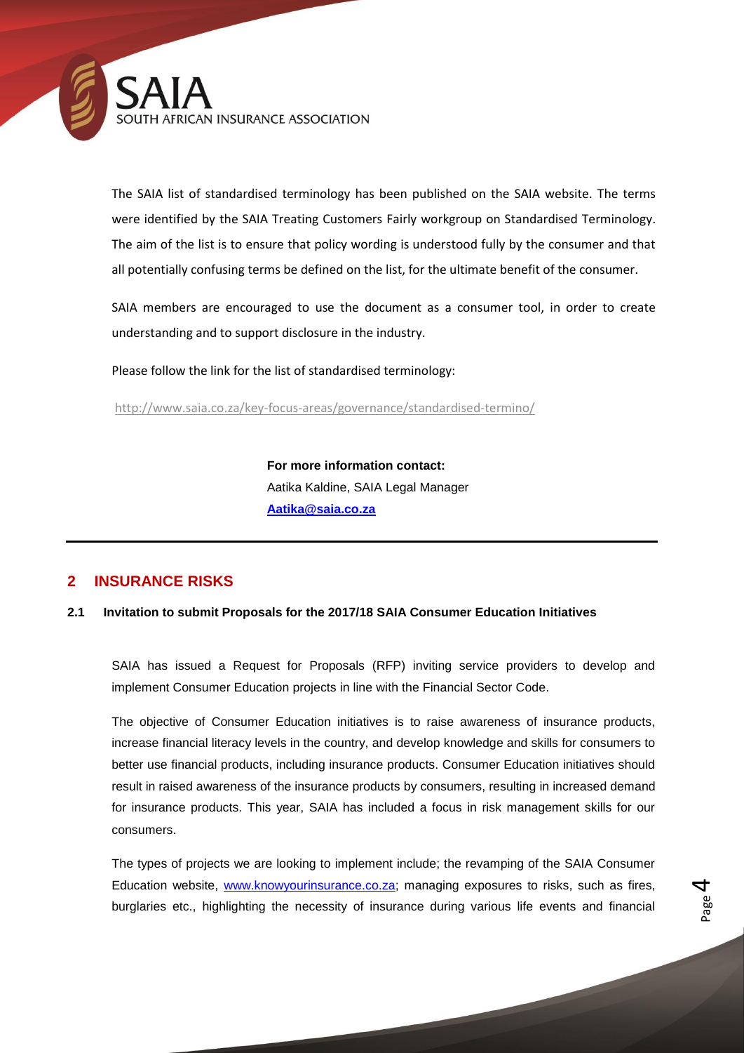The SAIA list of standardised terminology has been published on the SAIA website. The terms were identified by the SAIA Treating Customers Fairly workgroup on Standardised Terminology. The aim of the list is to ensure that policy wording is understood fully by the consumer and that all potentially confusing terms be defined on the list, for the ultimate benefit of the consumer.

SAIA members are encouraged to use the document as a consumer tool, in order to create understanding and to support disclosure in the industry.

Please follow the link for the list of standardised terminology:

http://www.saia.co.za/key-focus-areas/governance/standardised-termino/

**For more information contact:**
Aatika Kaldine, SAIA Legal Manager
**Aatika@saia.co.za**

---

## 2 INSURANCE RISKS

### 2.1 Invitation to submit Proposals for the 2017/18 SAIA Consumer Education Initiatives

SAIA has issued a Request for Proposals (RFP) inviting service providers to develop and implement Consumer Education projects in line with the Financial Sector Code.

The objective of Consumer Education initiatives is to raise awareness of insurance products, increase financial literacy levels in the country, and develop knowledge and skills for consumers to better use financial products, including insurance products. Consumer Education initiatives should result in raised awareness of the insurance products by consumers, resulting in increased demand for insurance products. This year, SAIA has included a focus in risk management skills for our consumers.

The types of projects we are looking to implement include; the revamping of the SAIA Consumer Education website, www.knowyourinsurance.co.za; managing exposures to risks, such as fires, burglaries etc., highlighting the necessity of insurance during various life events and financial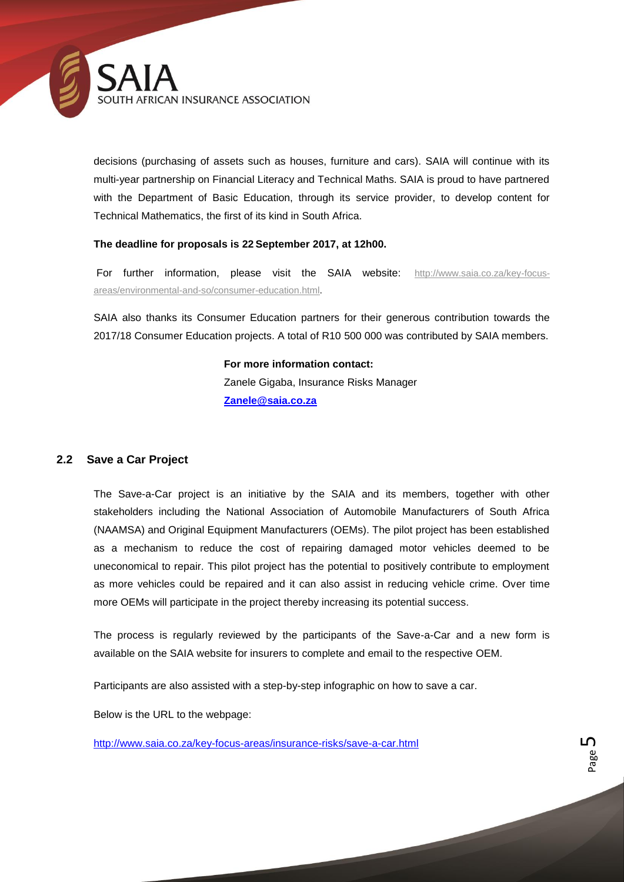decisions (purchasing of assets such as houses, furniture and cars). SAIA will continue with its multi-year partnership on Financial Literacy and Technical Maths. SAIA is proud to have partnered with the Department of Basic Education, through its service provider, to develop content for Technical Mathematics, the first of its kind in South Africa.

**The deadline for proposals is 22 September 2017, at 12h00.**

For further information, please visit the SAIA website: http://www.saia.co.za/key-focus-areas/environmental-and-so/consumer-education.html.

SAIA also thanks its Consumer Education partners for their generous contribution towards the 2017/18 Consumer Education projects. A total of R10 500 000 was contributed by SAIA members.

**For more information contact:**
Zanele Gigaba, Insurance Risks Manager
**Zanele@saia.co.za**

### 2.2 Save a Car Project

The Save-a-Car project is an initiative by the SAIA and its members, together with other stakeholders including the National Association of Automobile Manufacturers of South Africa (NAAMSA) and Original Equipment Manufacturers (OEMs). The pilot project has been established as a mechanism to reduce the cost of repairing damaged motor vehicles deemed to be uneconomical to repair. This pilot project has the potential to positively contribute to employment as more vehicles could be repaired and it can also assist in reducing vehicle crime. Over time more OEMs will participate in the project thereby increasing its potential success.

The process is regularly reviewed by the participants of the Save-a-Car and a new form is available on the SAIA website for insurers to complete and email to the respective OEM.

Participants are also assisted with a step-by-step infographic on how to save a car.

Below is the URL to the webpage:

http://www.saia.co.za/key-focus-areas/insurance-risks/save-a-car.html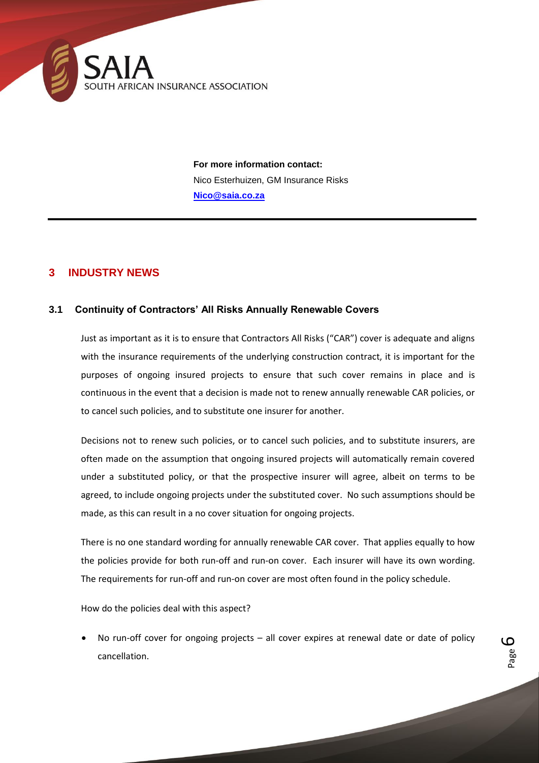For more information contact:
Nico Esterhuizen, GM Insurance Risks
Nico@saia.co.za

---

## 3 INDUSTRY NEWS

### 3.1 Continuity of Contractors' All Risks Annually Renewable Covers

Just as important as it is to ensure that Contractors All Risks ("CAR") cover is adequate and aligns with the insurance requirements of the underlying construction contract, it is important for the purposes of ongoing insured projects to ensure that such cover remains in place and is continuous in the event that a decision is made not to renew annually renewable CAR policies, or to cancel such policies, and to substitute one insurer for another.

Decisions not to renew such policies, or to cancel such policies, and to substitute insurers, are often made on the assumption that ongoing insured projects will automatically remain covered under a substituted policy, or that the prospective insurer will agree, albeit on terms to be agreed, to include ongoing projects under the substituted cover. No such assumptions should be made, as this can result in a no cover situation for ongoing projects.

There is no one standard wording for annually renewable CAR cover. That applies equally to how the policies provide for both run-off and run-on cover. Each insurer will have its own wording. The requirements for run-off and run-on cover are most often found in the policy schedule.

How do the policies deal with this aspect?

- No run-off cover for ongoing projects – all cover expires at renewal date or date of policy cancellation.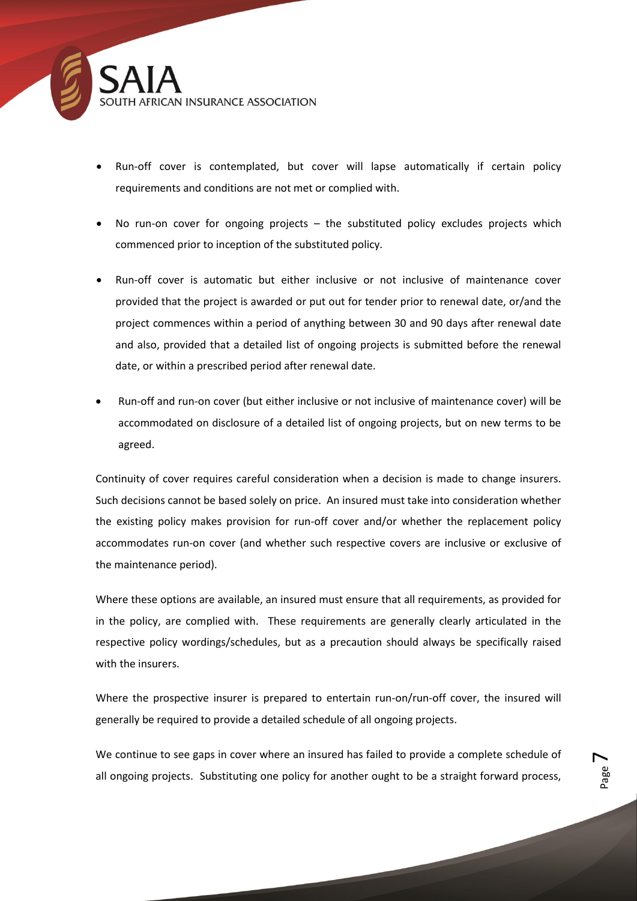- Run-off cover is contemplated, but cover will lapse automatically if certain policy requirements and conditions are not met or complied with.
- No run-on cover for ongoing projects – the substituted policy excludes projects which commenced prior to inception of the substituted policy.
- Run-off cover is automatic but either inclusive or not inclusive of maintenance cover provided that the project is awarded or put out for tender prior to renewal date, or/and the project commences within a period of anything between 30 and 90 days after renewal date and also, provided that a detailed list of ongoing projects is submitted before the renewal date, or within a prescribed period after renewal date.
- Run-off and run-on cover (but either inclusive or not inclusive of maintenance cover) will be accommodated on disclosure of a detailed list of ongoing projects, but on new terms to be agreed.

Continuity of cover requires careful consideration when a decision is made to change insurers. Such decisions cannot be based solely on price. An insured must take into consideration whether the existing policy makes provision for run-off cover and/or whether the replacement policy accommodates run-on cover (and whether such respective covers are inclusive or exclusive of the maintenance period).

Where these options are available, an insured must ensure that all requirements, as provided for in the policy, are complied with. These requirements are generally clearly articulated in the respective policy wordings/schedules, but as a precaution should always be specifically raised with the insurers.

Where the prospective insurer is prepared to entertain run-on/run-off cover, the insured will generally be required to provide a detailed schedule of all ongoing projects.

We continue to see gaps in cover where an insured has failed to provide a complete schedule of all ongoing projects. Substituting one policy for another ought to be a straight forward process,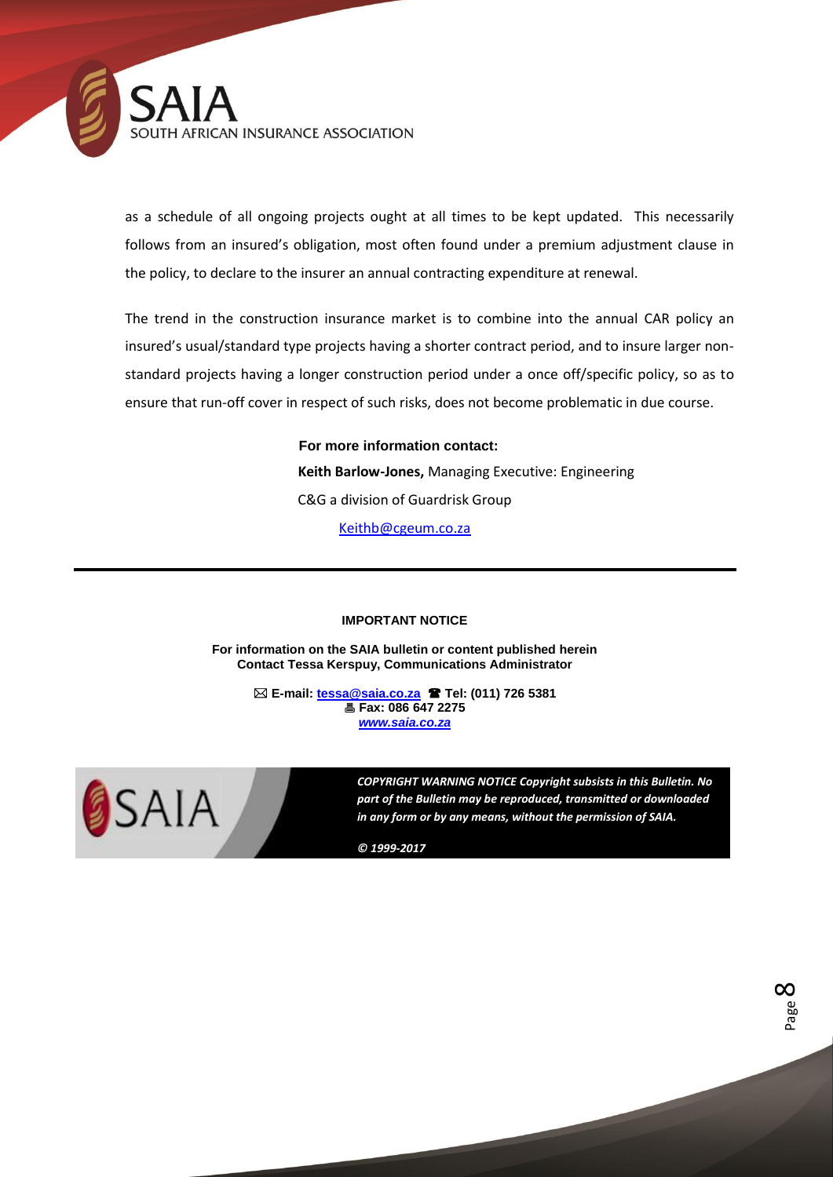as a schedule of all ongoing projects ought at all times to be kept updated. This necessarily follows from an insured's obligation, most often found under a premium adjustment clause in the policy, to declare to the insurer an annual contracting expenditure at renewal.

The trend in the construction insurance market is to combine into the annual CAR policy an insured's usual/standard type projects having a shorter contract period, and to insure larger non-standard projects having a longer construction period under a once off/specific policy, so as to ensure that run-off cover in respect of such risks, does not become problematic in due course.

**For more information contact:**

**Keith Barlow-Jones,** Managing Executive: Engineering

C&G a division of Guardrisk Group

Keithb@cgeum.co.za

---

**IMPORTANT NOTICE**

**For information on the SAIA bulletin or content published herein**
**Contact Tessa Kerspuy, Communications Administrator**

**E-mail: tessa@saia.co.za Tel: (011) 726 5381**
**Fax: 086 647 2275**
***www.saia.co.za***

***COPYRIGHT WARNING NOTICE Copyright subsists in this Bulletin. No part of the Bulletin may be reproduced, transmitted or downloaded in any form or by any means, without the permission of SAIA.***

***© 1999-2017***